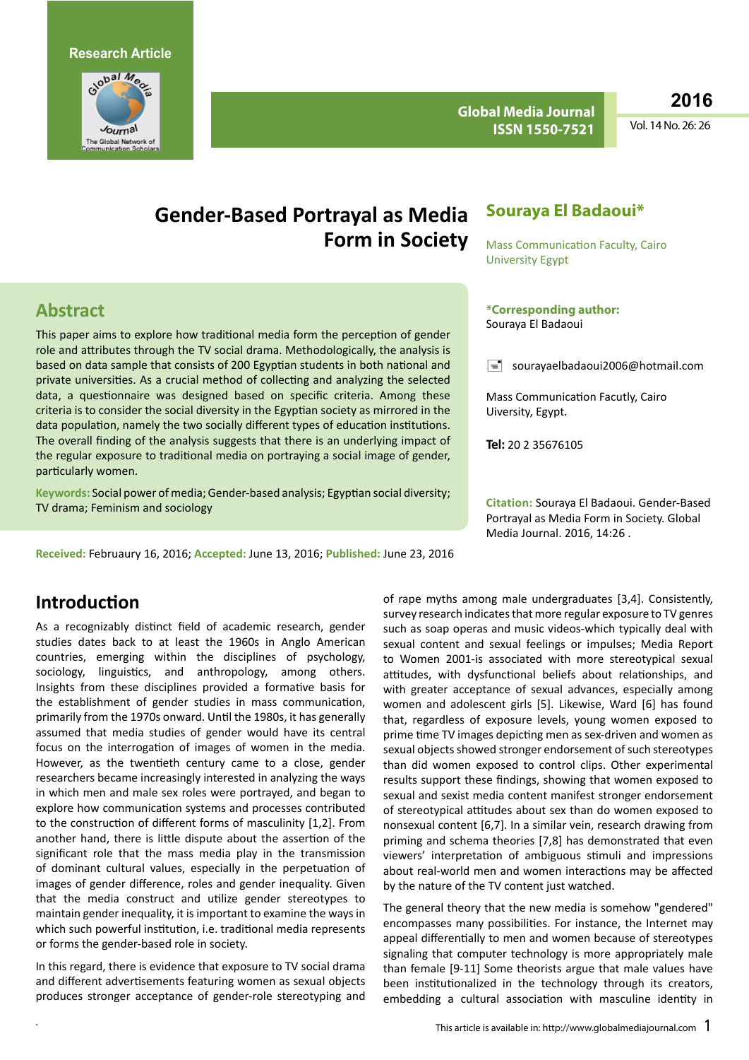Research Article

# Gender-Based Portrayal as Media Form in Society

**Souraya El Badaoui***

Mass Communication Faculty, Cairo University Egypt

**\*Corresponding author:** Souraya El Badaoui

sourayaelbadaoui2006@hotmail.com

Mass Communication Facutly, Cairo Uiversity, Egypt.

**Tel:** 20 2 35676105

**Citation:** Souraya El Badaoui. Gender-Based Portrayal as Media Form in Society. Global Media Journal. 2016, 14:26 .

## Abstract

This paper aims to explore how traditional media form the perception of gender role and attributes through the TV social drama. Methodologically, the analysis is based on data sample that consists of 200 Egyptian students in both national and private universities. As a crucial method of collecting and analyzing the selected data, a questionnaire was designed based on specific criteria. Among these criteria is to consider the social diversity in the Egyptian society as mirrored in the data population, namely the two socially different types of education institutions. The overall finding of the analysis suggests that there is an underlying impact of the regular exposure to traditional media on portraying a social image of gender, particularly women.

**Keywords:** Social power of media; Gender-based analysis; Egyptian social diversity; TV drama; Feminism and sociology

**Received:** Februaury 16, 2016; **Accepted:** June 13, 2016; **Published:** June 23, 2016

## Introduction

As a recognizably distinct field of academic research, gender studies dates back to at least the 1960s in Anglo American countries, emerging within the disciplines of psychology, sociology, linguistics, and anthropology, among others. Insights from these disciplines provided a formative basis for the establishment of gender studies in mass communication, primarily from the 1970s onward. Until the 1980s, it has generally assumed that media studies of gender would have its central focus on the interrogation of images of women in the media. However, as the twentieth century came to a close, gender researchers became increasingly interested in analyzing the ways in which men and male sex roles were portrayed, and began to explore how communication systems and processes contributed to the construction of different forms of masculinity [1,2]. From another hand, there is little dispute about the assertion of the significant role that the mass media play in the transmission of dominant cultural values, especially in the perpetuation of images of gender difference, roles and gender inequality. Given that the media construct and utilize gender stereotypes to maintain gender inequality, it is important to examine the ways in which such powerful institution, i.e. traditional media represents or forms the gender-based role in society.

In this regard, there is evidence that exposure to TV social drama and different advertisements featuring women as sexual objects produces stronger acceptance of gender-role stereotyping and of rape myths among male undergraduates [3,4]. Consistently, survey research indicates that more regular exposure to TV genres such as soap operas and music videos-which typically deal with sexual content and sexual feelings or impulses; Media Report to Women 2001-is associated with more stereotypical sexual attitudes, with dysfunctional beliefs about relationships, and with greater acceptance of sexual advances, especially among women and adolescent girls [5]. Likewise, Ward [6] has found that, regardless of exposure levels, young women exposed to prime time TV images depicting men as sex-driven and women as sexual objects showed stronger endorsement of such stereotypes than did women exposed to control clips. Other experimental results support these findings, showing that women exposed to sexual and sexist media content manifest stronger endorsement of stereotypical attitudes about sex than do women exposed to nonsexual content [6,7]. In a similar vein, research drawing from priming and schema theories [7,8] has demonstrated that even viewers' interpretation of ambiguous stimuli and impressions about real-world men and women interactions may be affected by the nature of the TV content just watched.

The general theory that the new media is somehow "gendered" encompasses many possibilities. For instance, the Internet may appeal differentially to men and women because of stereotypes signaling that computer technology is more appropriately male than female [9-11] Some theorists argue that male values have been institutionalized in the technology through its creators, embedding a cultural association with masculine identity in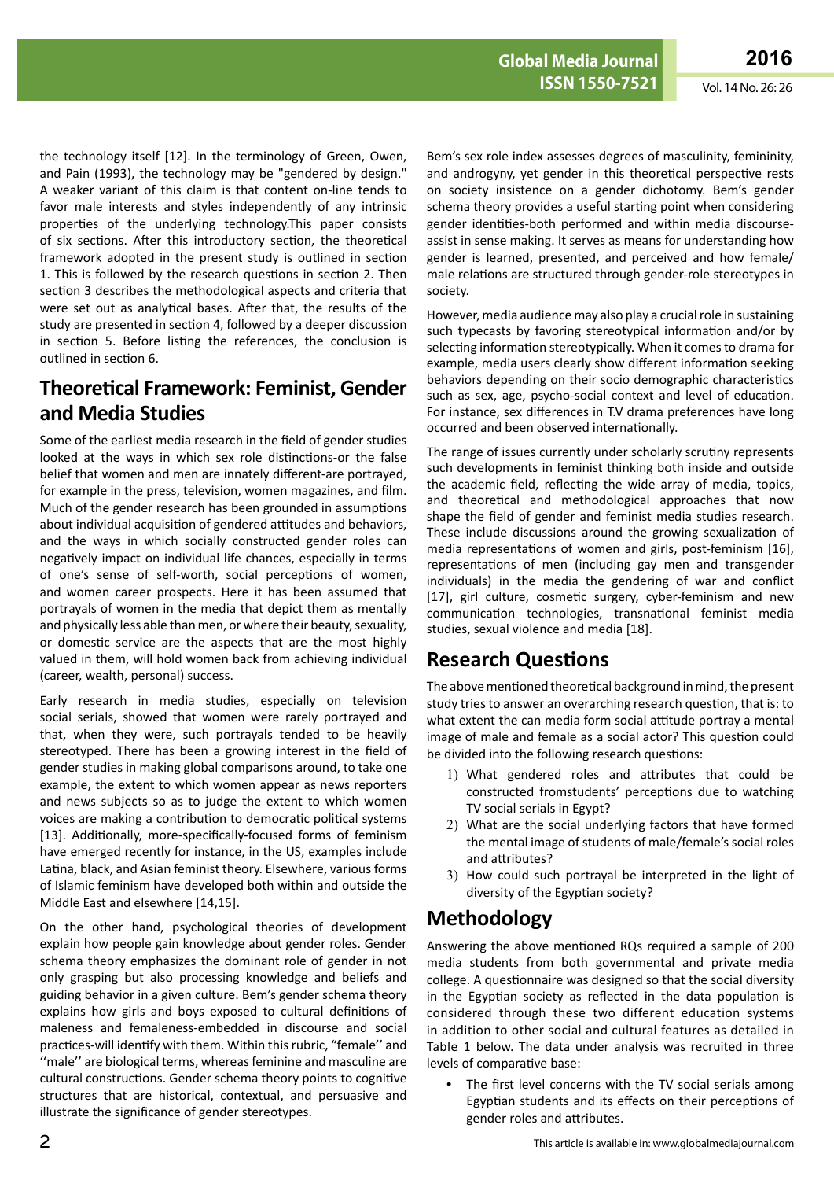the technology itself [12]. In the terminology of Green, Owen, and Pain (1993), the technology may be "gendered by design." A weaker variant of this claim is that content on-line tends to favor male interests and styles independently of any intrinsic properties of the underlying technology.This paper consists of six sections. After this introductory section, the theoretical framework adopted in the present study is outlined in section 1. This is followed by the research questions in section 2. Then section 3 describes the methodological aspects and criteria that were set out as analytical bases. After that, the results of the study are presented in section 4, followed by a deeper discussion in section 5. Before listing the references, the conclusion is outlined in section 6.

## Theoretical Framework: Feminist, Gender and Media Studies

Some of the earliest media research in the field of gender studies looked at the ways in which sex role distinctions-or the false belief that women and men are innately different-are portrayed, for example in the press, television, women magazines, and film. Much of the gender research has been grounded in assumptions about individual acquisition of gendered attitudes and behaviors, and the ways in which socially constructed gender roles can negatively impact on individual life chances, especially in terms of one's sense of self-worth, social perceptions of women, and women career prospects. Here it has been assumed that portrayals of women in the media that depict them as mentally and physically less able than men, or where their beauty, sexuality, or domestic service are the aspects that are the most highly valued in them, will hold women back from achieving individual (career, wealth, personal) success.

Early research in media studies, especially on television social serials, showed that women were rarely portrayed and that, when they were, such portrayals tended to be heavily stereotyped. There has been a growing interest in the field of gender studies in making global comparisons around, to take one example, the extent to which women appear as news reporters and news subjects so as to judge the extent to which women voices are making a contribution to democratic political systems [13]. Additionally, more-specifically-focused forms of feminism have emerged recently for instance, in the US, examples include Latina, black, and Asian feminist theory. Elsewhere, various forms of Islamic feminism have developed both within and outside the Middle East and elsewhere [14,15].

On the other hand, psychological theories of development explain how people gain knowledge about gender roles. Gender schema theory emphasizes the dominant role of gender in not only grasping but also processing knowledge and beliefs and guiding behavior in a given culture. Bem's gender schema theory explains how girls and boys exposed to cultural definitions of maleness and femaleness-embedded in discourse and social practices-will identify with them. Within this rubric, "female'' and ''male'' are biological terms, whereas feminine and masculine are cultural constructions. Gender schema theory points to cognitive structures that are historical, contextual, and persuasive and illustrate the significance of gender stereotypes.

Bem's sex role index assesses degrees of masculinity, femininity, and androgyny, yet gender in this theoretical perspective rests on society insistence on a gender dichotomy. Bem's gender schema theory provides a useful starting point when considering gender identities-both performed and within media discourse-assist in sense making. It serves as means for understanding how gender is learned, presented, and perceived and how female/male relations are structured through gender-role stereotypes in society.

However, media audience may also play a crucial role in sustaining such typecasts by favoring stereotypical information and/or by selecting information stereotypically. When it comes to drama for example, media users clearly show different information seeking behaviors depending on their socio demographic characteristics such as sex, age, psycho-social context and level of education. For instance, sex differences in T.V drama preferences have long occurred and been observed internationally.

The range of issues currently under scholarly scrutiny represents such developments in feminist thinking both inside and outside the academic field, reflecting the wide array of media, topics, and theoretical and methodological approaches that now shape the field of gender and feminist media studies research. These include discussions around the growing sexualization of media representations of women and girls, post-feminism [16], representations of men (including gay men and transgender individuals) in the media the gendering of war and conflict [17], girl culture, cosmetic surgery, cyber-feminism and new communication technologies, transnational feminist media studies, sexual violence and media [18].

## Research Questions

The above mentioned theoretical background in mind, the present study tries to answer an overarching research question, that is: to what extent the can media form social attitude portray a mental image of male and female as a social actor? This question could be divided into the following research questions:

1) What gendered roles and attributes that could be constructed fromstudents' perceptions due to watching TV social serials in Egypt?
2) What are the social underlying factors that have formed the mental image of students of male/female's social roles and attributes?
3) How could such portrayal be interpreted in the light of diversity of the Egyptian society?

## Methodology

Answering the above mentioned RQs required a sample of 200 media students from both governmental and private media college. A questionnaire was designed so that the social diversity in the Egyptian society as reflected in the data population is considered through these two different education systems in addition to other social and cultural features as detailed in Table 1 below. The data under analysis was recruited in three levels of comparative base:

- The first level concerns with the TV social serials among Egyptian students and its effects on their perceptions of gender roles and attributes.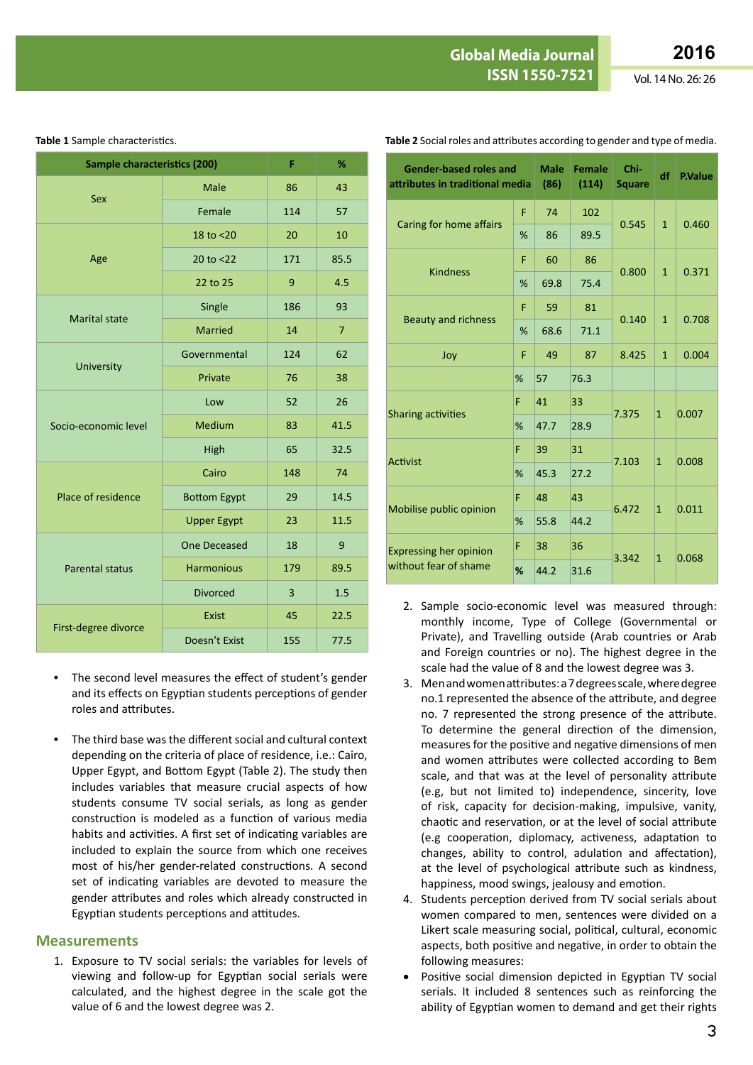**Table 1** Sample characteristics.

| Sample characteristics (200) | | F | % |
|---|---|---|---|
| Sex | Male | 86 | 43 |
| | Female | 114 | 57 |
| Age | 18 to <20 | 20 | 10 |
| | 20 to <22 | 171 | 85.5 |
| | 22 to 25 | 9 | 4.5 |
| Marital state | Single | 186 | 93 |
| | Married | 14 | 7 |
| University | Governmental | 124 | 62 |
| | Private | 76 | 38 |
| Socio-economic level | Low | 52 | 26 |
| | Medium | 83 | 41.5 |
| | High | 65 | 32.5 |
| Place of residence | Cairo | 148 | 74 |
| | Bottom Egypt | 29 | 14.5 |
| | Upper Egypt | 23 | 11.5 |
| Parental status | One Deceased | 18 | 9 |
| | Harmonious | 179 | 89.5 |
| | Divorced | 3 | 1.5 |
| First-degree divorce | Exist | 45 | 22.5 |
| | Doesn't Exist | 155 | 77.5 |

- The second level measures the effect of student's gender and its effects on Egyptian students perceptions of gender roles and attributes.

- The third base was the different social and cultural context depending on the criteria of place of residence, i.e.: Cairo, Upper Egypt, and Bottom Egypt (Table 2). The study then includes variables that measure crucial aspects of how students consume TV social serials, as long as gender construction is modeled as a function of various media habits and activities. A first set of indicating variables are included to explain the source from which one receives most of his/her gender-related constructions. A second set of indicating variables are devoted to measure the gender attributes and roles which already constructed in Egyptian students perceptions and attitudes.

## Measurements

1. Exposure to TV social serials: the variables for levels of viewing and follow-up for Egyptian social serials were calculated, and the highest degree in the scale got the value of 6 and the lowest degree was 2.

**Table 2** Social roles and attributes according to gender and type of media.

| Gender-based roles and attributes in traditional media | | Male (86) | Female (114) | Chi-Square | df | P.Value |
|---|---|---|---|---|---|---|
| Caring for home affairs | F | 74 | 102 | 0.545 | 1 | 0.460 |
| | % | 86 | 89.5 | | | |
| Kindness | F | 60 | 86 | 0.800 | 1 | 0.371 |
| | % | 69.8 | 75.4 | | | |
| Beauty and richness | F | 59 | 81 | 0.140 | 1 | 0.708 |
| | % | 68.6 | 71.1 | | | |
| Joy | F | 49 | 87 | 8.425 | 1 | 0.004 |
| | % | 57 | 76.3 | | | |
| Sharing activities | F | 41 | 33 | 7.375 | 1 | 0.007 |
| | % | 47.7 | 28.9 | | | |
| Activist | F | 39 | 31 | 7.103 | 1 | 0.008 |
| | % | 45.3 | 27.2 | | | |
| Mobilise public opinion | F | 48 | 43 | 6.472 | 1 | 0.011 |
| | % | 55.8 | 44.2 | | | |
| Expressing her opinion without fear of shame | F | 38 | 36 | 3.342 | 1 | 0.068 |
| | % | 44.2 | 31.6 | | | |

2. Sample socio-economic level was measured through: monthly income, Type of College (Governmental or Private), and Travelling outside (Arab countries or Arab and Foreign countries or no). The highest degree in the scale had the value of 8 and the lowest degree was 3.
3. Men and women attributes: a 7 degrees scale, where degree no.1 represented the absence of the attribute, and degree no. 7 represented the strong presence of the attribute. To determine the general direction of the dimension, measures for the positive and negative dimensions of men and women attributes were collected according to Bem scale, and that was at the level of personality attribute (e.g, but not limited to) independence, sincerity, love of risk, capacity for decision-making, impulsive, vanity, chaotic and reservation, or at the level of social attribute (e.g cooperation, diplomacy, activeness, adaptation to changes, ability to control, adulation and affectation), at the level of psychological attribute such as kindness, happiness, mood swings, jealousy and emotion.
4. Students perception derived from TV social serials about women compared to men, sentences were divided on a Likert scale measuring social, political, cultural, economic aspects, both positive and negative, in order to obtain the following measures:

- Positive social dimension depicted in Egyptian TV social serials. It included 8 sentences such as reinforcing the ability of Egyptian women to demand and get their rights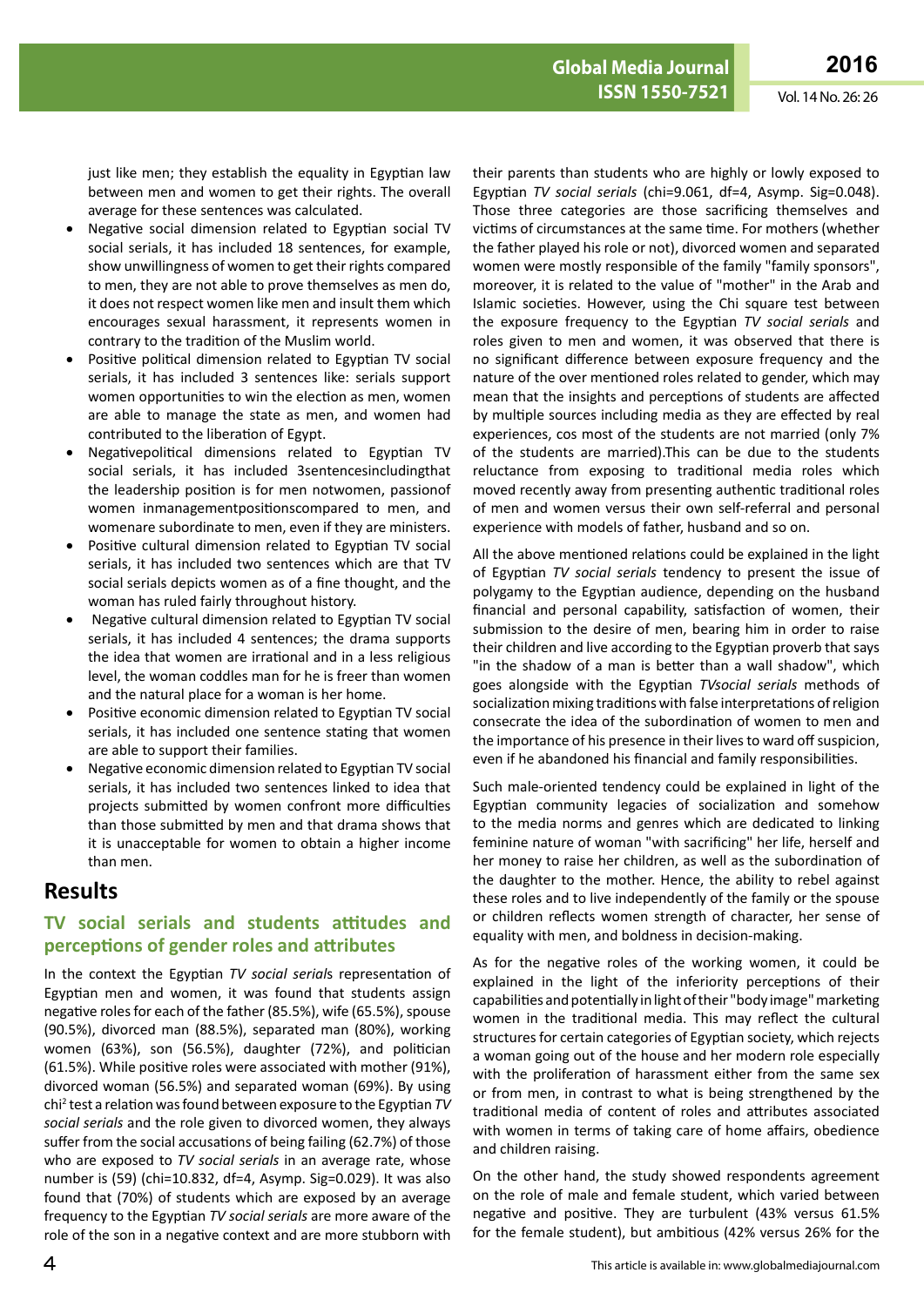just like men; they establish the equality in Egyptian law between men and women to get their rights. The overall average for these sentences was calculated.

- Negative social dimension related to Egyptian social TV social serials, it has included 18 sentences, for example, show unwillingness of women to get their rights compared to men, they are not able to prove themselves as men do, it does not respect women like men and insult them which encourages sexual harassment, it represents women in contrary to the tradition of the Muslim world.
- Positive political dimension related to Egyptian TV social serials, it has included 3 sentences like: serials support women opportunities to win the election as men, women are able to manage the state as men, and women had contributed to the liberation of Egypt.
- Negativepolitical dimensions related to Egyptian TV social serials, it has included 3sentencesincludingthat the leadership position is for men notwomen, passionof women inmanagementpositionscompared to men, and womenare subordinate to men, even if they are ministers.
- Positive cultural dimension related to Egyptian TV social serials, it has included two sentences which are that TV social serials depicts women as of a fine thought, and the woman has ruled fairly throughout history.
- Negative cultural dimension related to Egyptian TV social serials, it has included 4 sentences; the drama supports the idea that women are irrational and in a less religious level, the woman coddles man for he is freer than women and the natural place for a woman is her home.
- Positive economic dimension related to Egyptian TV social serials, it has included one sentence stating that women are able to support their families.
- Negative economic dimension related to Egyptian TV social serials, it has included two sentences linked to idea that projects submitted by women confront more difficulties than those submitted by men and that drama shows that it is unacceptable for women to obtain a higher income than men.

## Results

### TV social serials and students attitudes and perceptions of gender roles and attributes

In the context the Egyptian *TV social serial*s representation of Egyptian men and women, it was found that students assign negative roles for each of the father (85.5%), wife (65.5%), spouse (90.5%), divorced man (88.5%), separated man (80%), working women (63%), son (56.5%), daughter (72%), and politician (61.5%). While positive roles were associated with mother (91%), divorced woman (56.5%) and separated woman (69%). By using $chi^2$ test a relation was found between exposure to the Egyptian *TV social serials* and the role given to divorced women, they always suffer from the social accusations of being failing (62.7%) of those who are exposed to *TV social serials* in an average rate, whose number is (59) (chi=10.832, df=4, Asymp. Sig=0.029). It was also found that (70%) of students which are exposed by an average frequency to the Egyptian *TV social serials* are more aware of the role of the son in a negative context and are more stubborn with their parents than students who are highly or lowly exposed to Egyptian *TV social serials* (chi=9.061, df=4, Asymp. Sig=0.048). Those three categories are those sacrificing themselves and victims of circumstances at the same time. For mothers (whether the father played his role or not), divorced women and separated women were mostly responsible of the family "family sponsors", moreover, it is related to the value of "mother" in the Arab and Islamic societies. However, using the Chi square test between the exposure frequency to the Egyptian *TV social serials* and roles given to men and women, it was observed that there is no significant difference between exposure frequency and the nature of the over mentioned roles related to gender, which may mean that the insights and perceptions of students are affected by multiple sources including media as they are effected by real experiences, cos most of the students are not married (only 7% of the students are married).This can be due to the students reluctance from exposing to traditional media roles which moved recently away from presenting authentic traditional roles of men and women versus their own self-referral and personal experience with models of father, husband and so on.

All the above mentioned relations could be explained in the light of Egyptian *TV social serials* tendency to present the issue of polygamy to the Egyptian audience, depending on the husband financial and personal capability, satisfaction of women, their submission to the desire of men, bearing him in order to raise their children and live according to the Egyptian proverb that says "in the shadow of a man is better than a wall shadow", which goes alongside with the Egyptian *TVsocial serials* methods of socialization mixing traditions with false interpretations of religion consecrate the idea of the subordination of women to men and the importance of his presence in their lives to ward off suspicion, even if he abandoned his financial and family responsibilities.

Such male-oriented tendency could be explained in light of the Egyptian community legacies of socialization and somehow to the media norms and genres which are dedicated to linking feminine nature of woman "with sacrificing" her life, herself and her money to raise her children, as well as the subordination of the daughter to the mother. Hence, the ability to rebel against these roles and to live independently of the family or the spouse or children reflects women strength of character, her sense of equality with men, and boldness in decision-making.

As for the negative roles of the working women, it could be explained in the light of the inferiority perceptions of their capabilities and potentially in light of their "body image" marketing women in the traditional media. This may reflect the cultural structures for certain categories of Egyptian society, which rejects a woman going out of the house and her modern role especially with the proliferation of harassment either from the same sex or from men, in contrast to what is being strengthened by the traditional media of content of roles and attributes associated with women in terms of taking care of home affairs, obedience and children raising.

On the other hand, the study showed respondents agreement on the role of male and female student, which varied between negative and positive. They are turbulent (43% versus 61.5% for the female student), but ambitious (42% versus 26% for the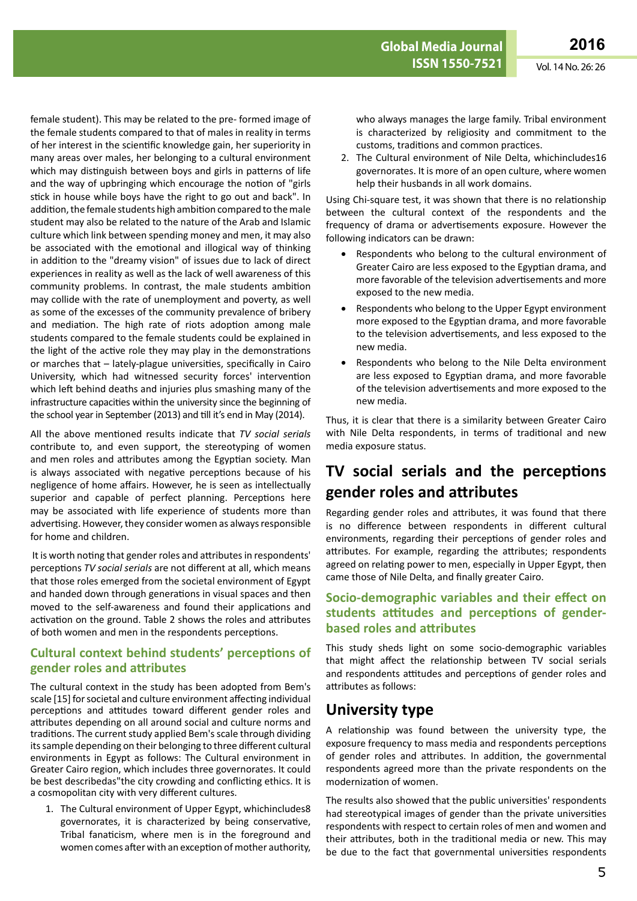female student). This may be related to the pre- formed image of the female students compared to that of males in reality in terms of her interest in the scientific knowledge gain, her superiority in many areas over males, her belonging to a cultural environment which may distinguish between boys and girls in patterns of life and the way of upbringing which encourage the notion of "girls stick in house while boys have the right to go out and back". In addition, the female students high ambition compared to the male student may also be related to the nature of the Arab and Islamic culture which link between spending money and men, it may also be associated with the emotional and illogical way of thinking in addition to the "dreamy vision" of issues due to lack of direct experiences in reality as well as the lack of well awareness of this community problems. In contrast, the male students ambition may collide with the rate of unemployment and poverty, as well as some of the excesses of the community prevalence of bribery and mediation. The high rate of riots adoption among male students compared to the female students could be explained in the light of the active role they may play in the demonstrations or marches that – lately-plague universities, specifically in Cairo University, which had witnessed security forces' intervention which left behind deaths and injuries plus smashing many of the infrastructure capacities within the university since the beginning of the school year in September (2013) and till it's end in May (2014).

All the above mentioned results indicate that *TV social serials* contribute to, and even support, the stereotyping of women and men roles and attributes among the Egyptian society. Man is always associated with negative perceptions because of his negligence of home affairs. However, he is seen as intellectually superior and capable of perfect planning. Perceptions here may be associated with life experience of students more than advertising. However, they consider women as always responsible for home and children.

It is worth noting that gender roles and attributes in respondents' perceptions *TV social serials* are not different at all, which means that those roles emerged from the societal environment of Egypt and handed down through generations in visual spaces and then moved to the self-awareness and found their applications and activation on the ground. Table 2 shows the roles and attributes of both women and men in the respondents perceptions.

### Cultural context behind students' perceptions of gender roles and attributes

The cultural context in the study has been adopted from Bem's scale [15] for societal and culture environment affecting individual perceptions and attitudes toward different gender roles and attributes depending on all around social and culture norms and traditions. The current study applied Bem's scale through dividing its sample depending on their belonging to three different cultural environments in Egypt as follows: The Cultural environment in Greater Cairo region, which includes three governorates. It could be best describedas"the city crowding and conflicting ethics. It is a cosmopolitan city with very different cultures.

1. The Cultural environment of Upper Egypt, whichincludes8 governorates, it is characterized by being conservative, Tribal fanaticism, where men is in the foreground and women comes after with an exception of mother authority, who always manages the large family. Tribal environment is characterized by religiosity and commitment to the customs, traditions and common practices.
2. The Cultural environment of Nile Delta, whichincludes16 governorates. It is more of an open culture, where women help their husbands in all work domains.

Using Chi-square test, it was shown that there is no relationship between the cultural context of the respondents and the frequency of drama or advertisements exposure. However the following indicators can be drawn:

- Respondents who belong to the cultural environment of Greater Cairo are less exposed to the Egyptian drama, and more favorable of the television advertisements and more exposed to the new media.
- Respondents who belong to the Upper Egypt environment more exposed to the Egyptian drama, and more favorable to the television advertisements, and less exposed to the new media.
- Respondents who belong to the Nile Delta environment are less exposed to Egyptian drama, and more favorable of the television advertisements and more exposed to the new media.

Thus, it is clear that there is a similarity between Greater Cairo with Nile Delta respondents, in terms of traditional and new media exposure status.

## TV social serials and the perceptions gender roles and attributes

Regarding gender roles and attributes, it was found that there is no difference between respondents in different cultural environments, regarding their perceptions of gender roles and attributes. For example, regarding the attributes; respondents agreed on relating power to men, especially in Upper Egypt, then came those of Nile Delta, and finally greater Cairo.

### Socio-demographic variables and their effect on students attitudes and perceptions of gender-based roles and attributes

This study sheds light on some socio-demographic variables that might affect the relationship between TV social serials and respondents attitudes and perceptions of gender roles and attributes as follows:

## University type

A relationship was found between the university type, the exposure frequency to mass media and respondents perceptions of gender roles and attributes. In addition, the governmental respondents agreed more than the private respondents on the modernization of women.

The results also showed that the public universities' respondents had stereotypical images of gender than the private universities respondents with respect to certain roles of men and women and their attributes, both in the traditional media or new. This may be due to the fact that governmental universities respondents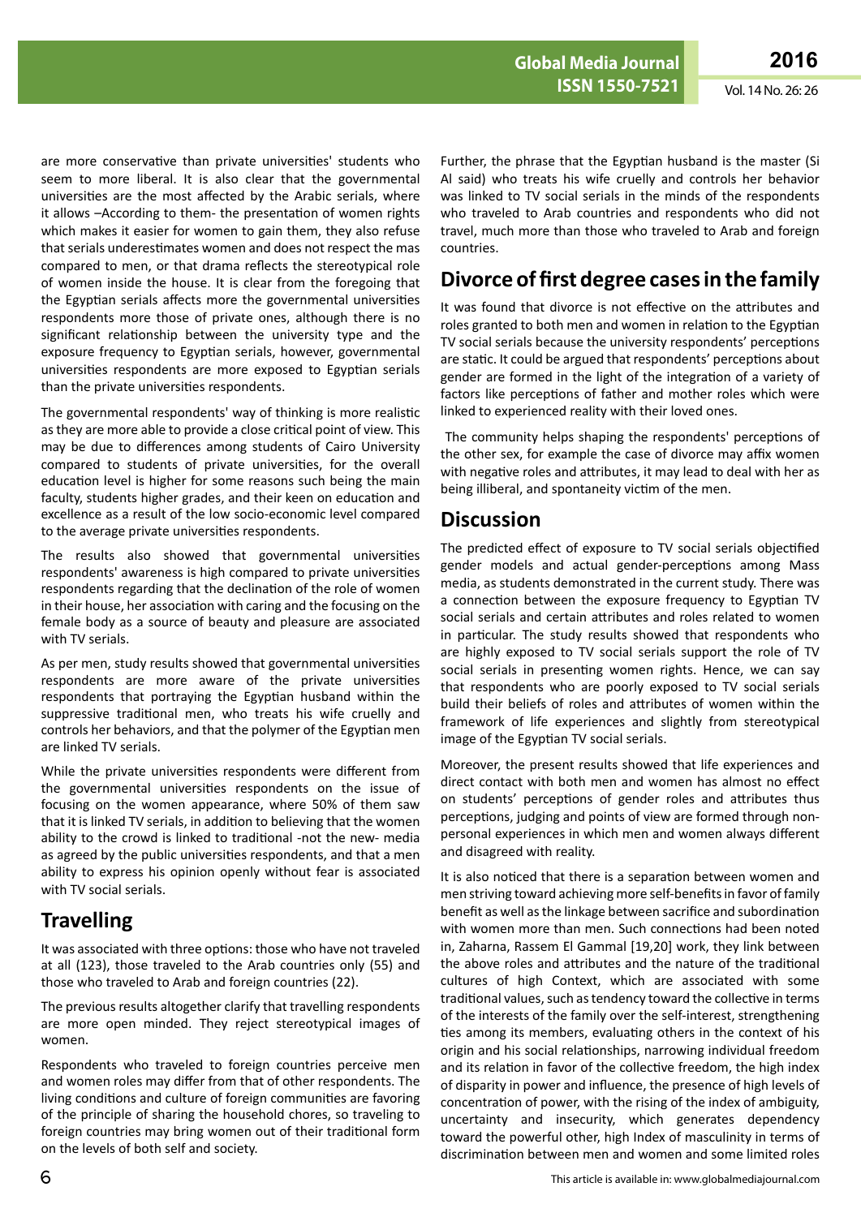are more conservative than private universities' students who seem to more liberal. It is also clear that the governmental universities are the most affected by the Arabic serials, where it allows –According to them- the presentation of women rights which makes it easier for women to gain them, they also refuse that serials underestimates women and does not respect the mas compared to men, or that drama reflects the stereotypical role of women inside the house. It is clear from the foregoing that the Egyptian serials affects more the governmental universities respondents more those of private ones, although there is no significant relationship between the university type and the exposure frequency to Egyptian serials, however, governmental universities respondents are more exposed to Egyptian serials than the private universities respondents.

The governmental respondents' way of thinking is more realistic as they are more able to provide a close critical point of view. This may be due to differences among students of Cairo University compared to students of private universities, for the overall education level is higher for some reasons such being the main faculty, students higher grades, and their keen on education and excellence as a result of the low socio-economic level compared to the average private universities respondents.

The results also showed that governmental universities respondents' awareness is high compared to private universities respondents regarding that the declination of the role of women in their house, her association with caring and the focusing on the female body as a source of beauty and pleasure are associated with TV serials.

As per men, study results showed that governmental universities respondents are more aware of the private universities respondents that portraying the Egyptian husband within the suppressive traditional men, who treats his wife cruelly and controls her behaviors, and that the polymer of the Egyptian men are linked TV serials.

While the private universities respondents were different from the governmental universities respondents on the issue of focusing on the women appearance, where 50% of them saw that it is linked TV serials, in addition to believing that the women ability to the crowd is linked to traditional -not the new- media as agreed by the public universities respondents, and that a men ability to express his opinion openly without fear is associated with TV social serials.

## Travelling

It was associated with three options: those who have not traveled at all (123), those traveled to the Arab countries only (55) and those who traveled to Arab and foreign countries (22).

The previous results altogether clarify that travelling respondents are more open minded. They reject stereotypical images of women.

Respondents who traveled to foreign countries perceive men and women roles may differ from that of other respondents. The living conditions and culture of foreign communities are favoring of the principle of sharing the household chores, so traveling to foreign countries may bring women out of their traditional form on the levels of both self and society.

Further, the phrase that the Egyptian husband is the master (Si Al said) who treats his wife cruelly and controls her behavior was linked to TV social serials in the minds of the respondents who traveled to Arab countries and respondents who did not travel, much more than those who traveled to Arab and foreign countries.

## Divorce of first degree cases in the family

It was found that divorce is not effective on the attributes and roles granted to both men and women in relation to the Egyptian TV social serials because the university respondents' perceptions are static. It could be argued that respondents' perceptions about gender are formed in the light of the integration of a variety of factors like perceptions of father and mother roles which were linked to experienced reality with their loved ones.

The community helps shaping the respondents' perceptions of the other sex, for example the case of divorce may affix women with negative roles and attributes, it may lead to deal with her as being illiberal, and spontaneity victim of the men.

## Discussion

The predicted effect of exposure to TV social serials objectified gender models and actual gender-perceptions among Mass media, as students demonstrated in the current study. There was a connection between the exposure frequency to Egyptian TV social serials and certain attributes and roles related to women in particular. The study results showed that respondents who are highly exposed to TV social serials support the role of TV social serials in presenting women rights. Hence, we can say that respondents who are poorly exposed to TV social serials build their beliefs of roles and attributes of women within the framework of life experiences and slightly from stereotypical image of the Egyptian TV social serials.

Moreover, the present results showed that life experiences and direct contact with both men and women has almost no effect on students' perceptions of gender roles and attributes thus perceptions, judging and points of view are formed through non-personal experiences in which men and women always different and disagreed with reality.

It is also noticed that there is a separation between women and men striving toward achieving more self-benefits in favor of family benefit as well as the linkage between sacrifice and subordination with women more than men. Such connections had been noted in, Zaharna, Rassem El Gammal [19,20] work, they link between the above roles and attributes and the nature of the traditional cultures of high Context, which are associated with some traditional values, such as tendency toward the collective in terms of the interests of the family over the self-interest, strengthening ties among its members, evaluating others in the context of his origin and his social relationships, narrowing individual freedom and its relation in favor of the collective freedom, the high index of disparity in power and influence, the presence of high levels of concentration of power, with the rising of the index of ambiguity, uncertainty and insecurity, which generates dependency toward the powerful other, high Index of masculinity in terms of discrimination between men and women and some limited roles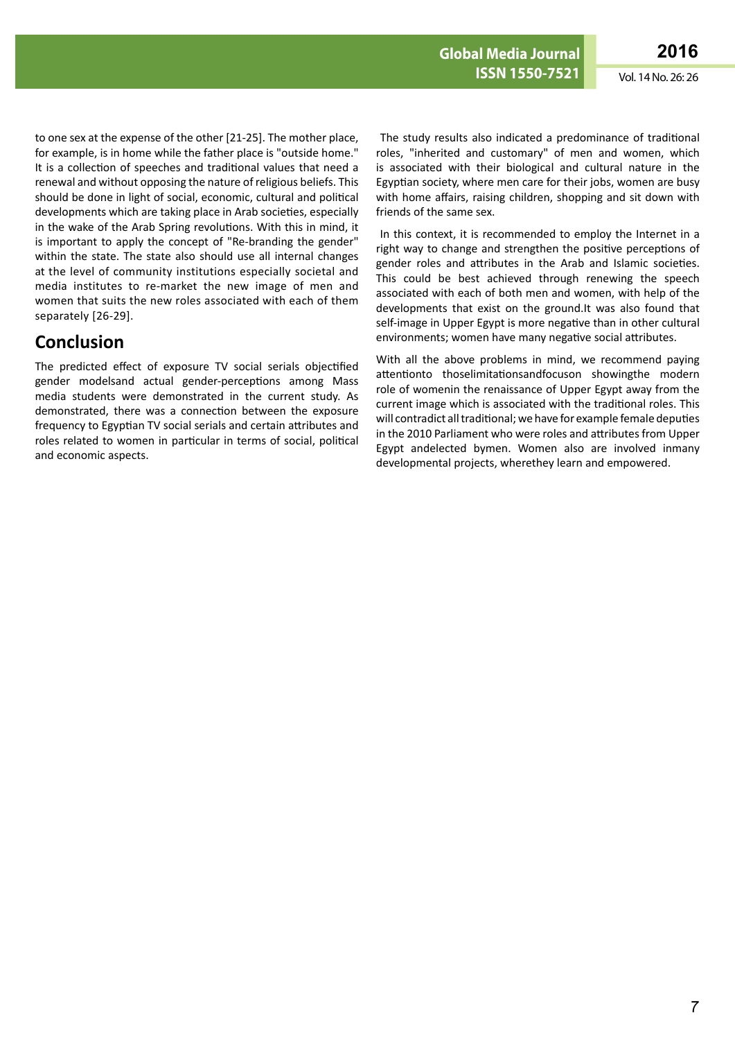to one sex at the expense of the other [21-25]. The mother place, for example, is in home while the father place is "outside home." It is a collection of speeches and traditional values that need a renewal and without opposing the nature of religious beliefs. This should be done in light of social, economic, cultural and political developments which are taking place in Arab societies, especially in the wake of the Arab Spring revolutions. With this in mind, it is important to apply the concept of "Re-branding the gender" within the state. The state also should use all internal changes at the level of community institutions especially societal and media institutes to re-market the new image of men and women that suits the new roles associated with each of them separately [26-29].

## Conclusion

The predicted effect of exposure TV social serials objectified gender modelsand actual gender-perceptions among Mass media students were demonstrated in the current study. As demonstrated, there was a connection between the exposure frequency to Egyptian TV social serials and certain attributes and roles related to women in particular in terms of social, political and economic aspects.

The study results also indicated a predominance of traditional roles, "inherited and customary" of men and women, which is associated with their biological and cultural nature in the Egyptian society, where men care for their jobs, women are busy with home affairs, raising children, shopping and sit down with friends of the same sex.

In this context, it is recommended to employ the Internet in a right way to change and strengthen the positive perceptions of gender roles and attributes in the Arab and Islamic societies. This could be best achieved through renewing the speech associated with each of both men and women, with help of the developments that exist on the ground.It was also found that self-image in Upper Egypt is more negative than in other cultural environments; women have many negative social attributes.

With all the above problems in mind, we recommend paying attentionto thoselimitationsandfocuson showingthe modern role of womenin the renaissance of Upper Egypt away from the current image which is associated with the traditional roles. This will contradict all traditional; we have for example female deputies in the 2010 Parliament who were roles and attributes from Upper Egypt andelected bymen. Women also are involved inmany developmental projects, wherethey learn and empowered.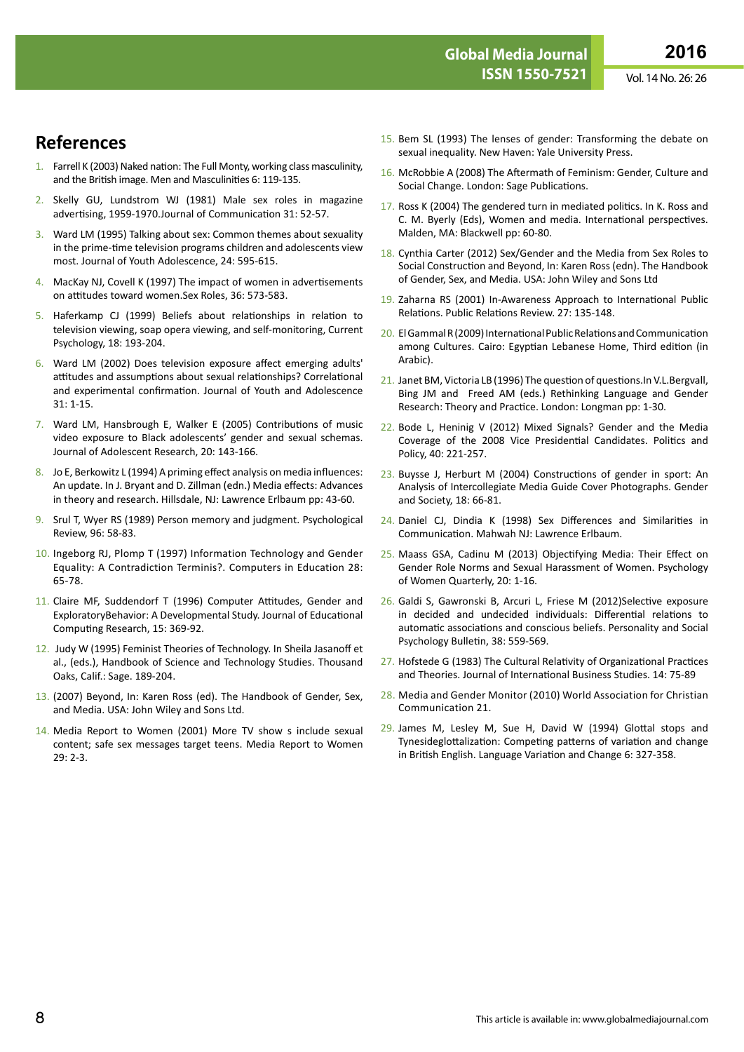## References

1. Farrell K (2003) Naked nation: The Full Monty, working class masculinity, and the British image. Men and Masculinities 6: 119-135.
2. Skelly GU, Lundstrom WJ (1981) Male sex roles in magazine advertising, 1959-1970.Journal of Communication 31: 52-57.
3. Ward LM (1995) Talking about sex: Common themes about sexuality in the prime-time television programs children and adolescents view most. Journal of Youth Adolescence, 24: 595-615.
4. MacKay NJ, Covell K (1997) The impact of women in advertisements on attitudes toward women.Sex Roles, 36: 573-583.
5. Haferkamp CJ (1999) Beliefs about relationships in relation to television viewing, soap opera viewing, and self-monitoring, Current Psychology, 18: 193-204.
6. Ward LM (2002) Does television exposure affect emerging adults' attitudes and assumptions about sexual relationships? Correlational and experimental confirmation. Journal of Youth and Adolescence 31: 1-15.
7. Ward LM, Hansbrough E, Walker E (2005) Contributions of music video exposure to Black adolescents' gender and sexual schemas. Journal of Adolescent Research, 20: 143-166.
8. Jo E, Berkowitz L (1994) A priming effect analysis on media influences: An update. In J. Bryant and D. Zillman (edn.) Media effects: Advances in theory and research. Hillsdale, NJ: Lawrence Erlbaum pp: 43-60.
9. Srul T, Wyer RS (1989) Person memory and judgment. Psychological Review, 96: 58-83.
10. Ingeborg RJ, Plomp T (1997) Information Technology and Gender Equality: A Contradiction Terminis?. Computers in Education 28: 65-78.
11. Claire MF, Suddendorf T (1996) Computer Attitudes, Gender and ExploratoryBehavior: A Developmental Study. Journal of Educational Computing Research, 15: 369-92.
12. Judy W (1995) Feminist Theories of Technology. In Sheila Jasanoff et al., (eds.), Handbook of Science and Technology Studies. Thousand Oaks, Calif.: Sage. 189-204.
13. (2007) Beyond, In: Karen Ross (ed). The Handbook of Gender, Sex, and Media. USA: John Wiley and Sons Ltd.
14. Media Report to Women (2001) More TV show s include sexual content; safe sex messages target teens. Media Report to Women 29: 2-3.
15. Bem SL (1993) The lenses of gender: Transforming the debate on sexual inequality. New Haven: Yale University Press.
16. McRobbie A (2008) The Aftermath of Feminism: Gender, Culture and Social Change. London: Sage Publications.
17. Ross K (2004) The gendered turn in mediated politics. In K. Ross and C. M. Byerly (Eds), Women and media. International perspectives. Malden, MA: Blackwell pp: 60-80.
18. Cynthia Carter (2012) Sex/Gender and the Media from Sex Roles to Social Construction and Beyond, In: Karen Ross (edn). The Handbook of Gender, Sex, and Media. USA: John Wiley and Sons Ltd
19. Zaharna RS (2001) In-Awareness Approach to International Public Relations. Public Relations Review. 27: 135-148.
20. El Gammal R (2009) International Public Relations and Communication among Cultures. Cairo: Egyptian Lebanese Home, Third edition (in Arabic).
21. Janet BM, Victoria LB (1996) The question of questions.In V.L.Bergvall, Bing JM and Freed AM (eds.) Rethinking Language and Gender Research: Theory and Practice. London: Longman pp: 1-30.
22. Bode L, Heninig V (2012) Mixed Signals? Gender and the Media Coverage of the 2008 Vice Presidential Candidates. Politics and Policy, 40: 221-257.
23. Buysse J, Herburt M (2004) Constructions of gender in sport: An Analysis of Intercollegiate Media Guide Cover Photographs. Gender and Society, 18: 66-81.
24. Daniel CJ, Dindia K (1998) Sex Differences and Similarities in Communication. Mahwah NJ: Lawrence Erlbaum.
25. Maass GSA, Cadinu M (2013) Objectifying Media: Their Effect on Gender Role Norms and Sexual Harassment of Women. Psychology of Women Quarterly, 20: 1-16.
26. Galdi S, Gawronski B, Arcuri L, Friese M (2012)Selective exposure in decided and undecided individuals: Differential relations to automatic associations and conscious beliefs. Personality and Social Psychology Bulletin, 38: 559-569.
27. Hofstede G (1983) The Cultural Relativity of Organizational Practices and Theories. Journal of International Business Studies. 14: 75-89
28. Media and Gender Monitor (2010) World Association for Christian Communication 21.
29. James M, Lesley M, Sue H, David W (1994) Glottal stops and Tynesideglottalization: Competing patterns of variation and change in British English. Language Variation and Change 6: 327-358.